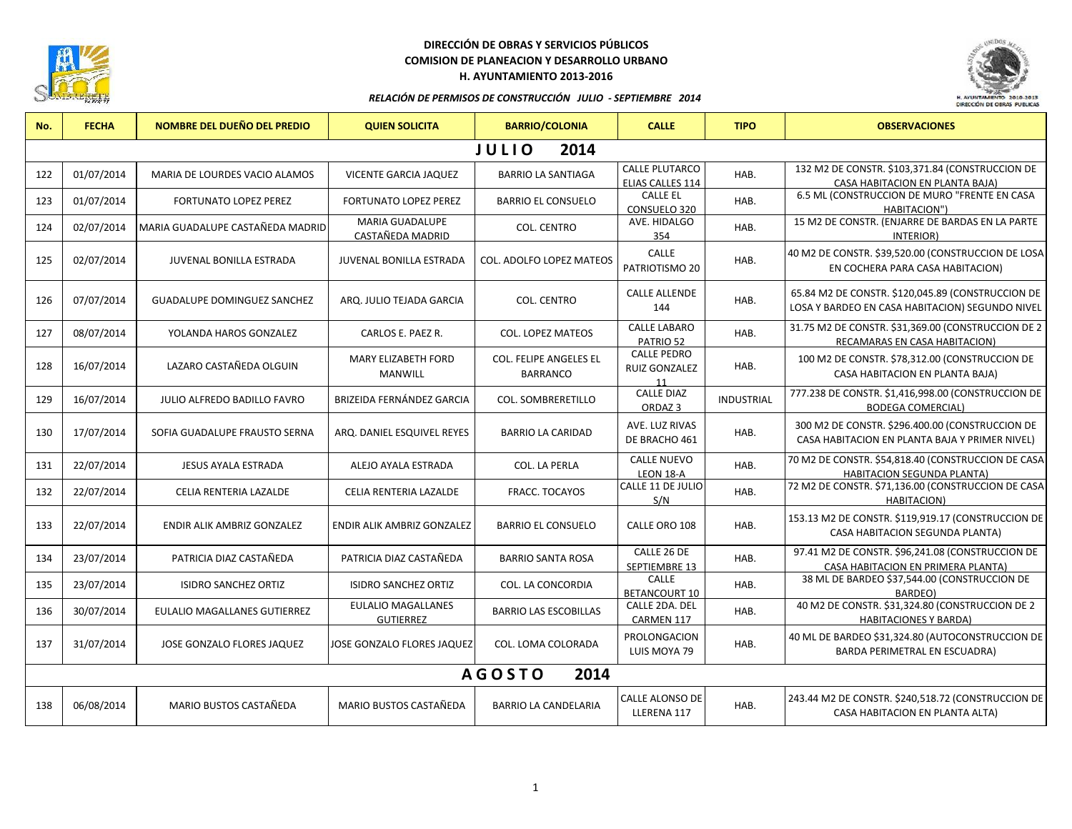**DIRECCIÓN DE OBRAS Y SERVICIOS PÚBLICOS**
**COMISION DE PLANEACION Y DESARROLLO URBANO**
**H. AYUNTAMIENTO 2013-2016**

***RELACIÓN DE PERMISOS DE CONSTRUCCIÓN JULIO - SEPTIEMBRE 2014***

| No. | FECHA | NOMBRE DEL DUEÑO DEL PREDIO | QUIEN SOLICITA | BARRIO/COLONIA | CALLE | TIPO | OBSERVACIONES |
|---|---|---|---|---|---|---|---|
| **J U L I O 2014** | | | | | | | |
| 122 | 01/07/2014 | MARIA DE LOURDES VACIO ALAMOS | VICENTE GARCIA JAQUEZ | BARRIO LA SANTIAGA | CALLE PLUTARCO ELIAS CALLES 114 | HAB. | 132 M2 DE CONSTR. $103,371.84 (CONSTRUCCION DE CASA HABITACION EN PLANTA BAJA) |
| 123 | 01/07/2014 | FORTUNATO LOPEZ PEREZ | FORTUNATO LOPEZ PEREZ | BARRIO EL CONSUELO | CALLE EL CONSUELO 320 | HAB. | 6.5 ML (CONSTRUCCION DE MURO "FRENTE EN CASA HABITACION") |
| 124 | 02/07/2014 | MARIA GUADALUPE CASTAÑEDA MADRID | MARIA GUADALUPE CASTAÑEDA MADRID | COL. CENTRO | AVE. HIDALGO 354 | HAB. | 15 M2 DE CONSTR. (ENJARRE DE BARDAS EN LA PARTE INTERIOR) |
| 125 | 02/07/2014 | JUVENAL BONILLA ESTRADA | JUVENAL BONILLA ESTRADA | COL. ADOLFO LOPEZ MATEOS | CALLE PATRIOTISMO 20 | HAB. | 40 M2 DE CONSTR. $39,520.00 (CONSTRUCCION DE LOSA EN COCHERA PARA CASA HABITACION) |
| 126 | 07/07/2014 | GUADALUPE DOMINGUEZ SANCHEZ | ARQ. JULIO TEJADA GARCIA | COL. CENTRO | CALLE ALLENDE 144 | HAB. | 65.84 M2 DE CONSTR. $120,045.89 (CONSTRUCCION DE LOSA Y BARDEO EN CASA HABITACION) SEGUNDO NIVEL |
| 127 | 08/07/2014 | YOLANDA HAROS GONZALEZ | CARLOS E. PAEZ R. | COL. LOPEZ MATEOS | CALLE LABARO PATRIO 52 | HAB. | 31.75 M2 DE CONSTR. $31,369.00 (CONSTRUCCION DE 2 RECAMARAS EN CASA HABITACION) |
| 128 | 16/07/2014 | LAZARO CASTAÑEDA OLGUIN | MARY ELIZABETH FORD MANWILL | COL. FELIPE ANGELES EL BARRANCO | CALLE PEDRO RUIZ GONZALEZ 11 | HAB. | 100 M2 DE CONSTR. $78,312.00 (CONSTRUCCION DE CASA HABITACION EN PLANTA BAJA) |
| 129 | 16/07/2014 | JULIO ALFREDO BADILLO FAVRO | BRIZEIDA FERNÁNDEZ GARCIA | COL. SOMBRERETILLO | CALLE DIAZ ORDAZ 3 | INDUSTRIAL | 777.238 DE CONSTR. $1,416,998.00 (CONSTRUCCION DE BODEGA COMERCIAL) |
| 130 | 17/07/2014 | SOFIA GUADALUPE FRAUSTO SERNA | ARQ. DANIEL ESQUIVEL REYES | BARRIO LA CARIDAD | AVE. LUZ RIVAS DE BRACHO 461 | HAB. | 300 M2 DE CONSTR. $296.400.00 (CONSTRUCCION DE CASA HABITACION EN PLANTA BAJA Y PRIMER NIVEL) |
| 131 | 22/07/2014 | JESUS AYALA ESTRADA | ALEJO AYALA ESTRADA | COL. LA PERLA | CALLE NUEVO LEON 18-A | HAB. | 70 M2 DE CONSTR. $54,818.40 (CONSTRUCCION DE CASA HABITACION SEGUNDA PLANTA) |
| 132 | 22/07/2014 | CELIA RENTERIA LAZALDE | CELIA RENTERIA LAZALDE | FRACC. TOCAYOS | CALLE 11 DE JULIO S/N | HAB. | 72 M2 DE CONSTR. $71,136.00 (CONSTRUCCION DE CASA HABITACION) |
| 133 | 22/07/2014 | ENDIR ALIK AMBRIZ GONZALEZ | ENDIR ALIK AMBRIZ GONZALEZ | BARRIO EL CONSUELO | CALLE ORO 108 | HAB. | 153.13 M2 DE CONSTR. $119,919.17 (CONSTRUCCION DE CASA HABITACION SEGUNDA PLANTA) |
| 134 | 23/07/2014 | PATRICIA DIAZ CASTAÑEDA | PATRICIA DIAZ CASTAÑEDA | BARRIO SANTA ROSA | CALLE 26 DE SEPTIEMBRE 13 | HAB. | 97.41 M2 DE CONSTR. $96,241.08 (CONSTRUCCION DE CASA HABITACION EN PRIMERA PLANTA) |
| 135 | 23/07/2014 | ISIDRO SANCHEZ ORTIZ | ISIDRO SANCHEZ ORTIZ | COL. LA CONCORDIA | CALLE BETANCOURT 10 | HAB. | 38 ML DE BARDEO $37,544.00 (CONSTRUCCION DE BARDEO) |
| 136 | 30/07/2014 | EULALIO MAGALLANES GUTIERREZ | EULALIO MAGALLANES GUTIERREZ | BARRIO LAS ESCOBILLAS | CALLE 2DA. DEL CARMEN 117 | HAB. | 40 M2 DE CONSTR. $31,324.80 (CONSTRUCCION DE 2 HABITACIONES Y BARDA) |
| 137 | 31/07/2014 | JOSE GONZALO FLORES JAQUEZ | JOSE GONZALO FLORES JAQUEZ | COL. LOMA COLORADA | PROLONGACION LUIS MOYA 79 | HAB. | 40 ML DE BARDEO $31,324.80 (AUTOCONSTRUCCION DE BARDA PERIMETRAL EN ESCUADRA) |
| **A G O S T O 2014** | | | | | | | |
| 138 | 06/08/2014 | MARIO BUSTOS CASTAÑEDA | MARIO BUSTOS CASTAÑEDA | BARRIO LA CANDELARIA | CALLE ALONSO DE LLERENA 117 | HAB. | 243.44 M2 DE CONSTR. $240,518.72 (CONSTRUCCION DE CASA HABITACION EN PLANTA ALTA) |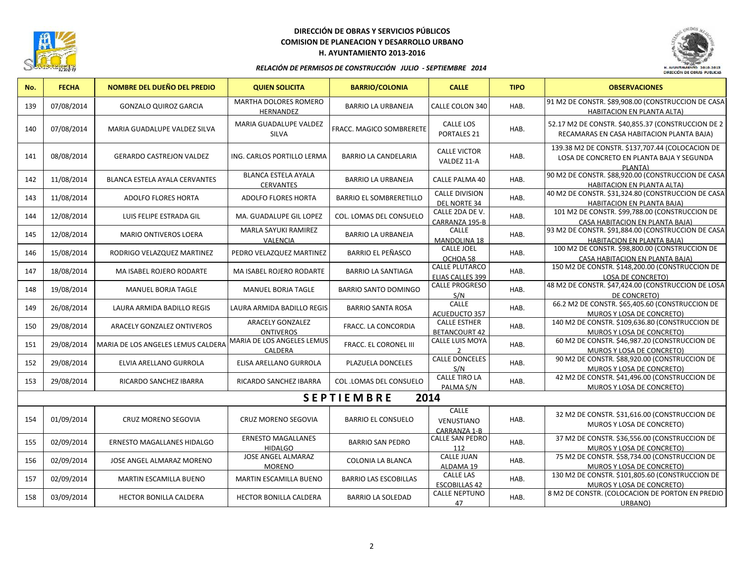**DIRECCIÓN DE OBRAS Y SERVICIOS PÚBLICOS**
**COMISION DE PLANEACION Y DESARROLLO URBANO**
**H. AYUNTAMIENTO 2013-2016**

***RELACIÓN DE PERMISOS DE CONSTRUCCIÓN JULIO - SEPTIEMBRE 2014***

| No. | FECHA | NOMBRE DEL DUEÑO DEL PREDIO | QUIEN SOLICITA | BARRIO/COLONIA | CALLE | TIPO | OBSERVACIONES |
|---|---|---|---|---|---|---|---|
| 139 | 07/08/2014 | GONZALO QUIROZ GARCIA | MARTHA DOLORES ROMERO HERNANDEZ | BARRIO LA URBANEJA | CALLE COLON 340 | HAB. | 91 M2 DE CONSTR. $89,908.00 (CONSTRUCCION DE CASA HABITACION EN PLANTA ALTA) |
| 140 | 07/08/2014 | MARIA GUADALUPE VALDEZ SILVA | MARIA GUADALUPE VALDEZ SILVA | FRACC. MAGICO SOMBRERETE | CALLE LOS PORTALES 21 | HAB. | 52.17 M2 DE CONSTR. $40,855.37 (CONSTRUCCION DE 2 RECAMARAS EN CASA HABITACION PLANTA BAJA) |
| 141 | 08/08/2014 | GERARDO CASTREJON VALDEZ | ING. CARLOS PORTILLO LERMA | BARRIO LA CANDELARIA | CALLE VICTOR VALDEZ 11-A | HAB. | 139.38 M2 DE CONSTR. $137,707.44 (COLOCACION DE LOSA DE CONCRETO EN PLANTA BAJA Y SEGUNDA PLANTA) |
| 142 | 11/08/2014 | BLANCA ESTELA AYALA CERVANTES | BLANCA ESTELA AYALA CERVANTES | BARRIO LA URBANEJA | CALLE PALMA 40 | HAB. | 90 M2 DE CONSTR. $88,920.00 (CONSTRUCCION DE CASA HABITACION EN PLANTA ALTA) |
| 143 | 11/08/2014 | ADOLFO FLORES HORTA | ADOLFO FLORES HORTA | BARRIO EL SOMBRERETILLO | CALLE DIVISION DEL NORTE 34 | HAB. | 40 M2 DE CONSTR. $31,324.80 (CONSTRUCCION DE CASA HABITACION EN PLANTA BAJA) |
| 144 | 12/08/2014 | LUIS FELIPE ESTRADA GIL | MA. GUADALUPE GIL LOPEZ | COL. LOMAS DEL CONSUELO | CALLE 2DA DE V. CARRANZA 195-B | HAB. | 101 M2 DE CONSTR. $99,788.00 (CONSTRUCCION DE CASA HABITACION EN PLANTA BAJA) |
| 145 | 12/08/2014 | MARIO ONTIVEROS LOERA | MARLA SAYUKI RAMIREZ VALENCIA | BARRIO LA URBANEJA | CALLE MANDOLINA 18 | HAB. | 93 M2 DE CONSTR. $91,884.00 (CONSTRUCCION DE CASA HABITACION EN PLANTA BAJA) |
| 146 | 15/08/2014 | RODRIGO VELAZQUEZ MARTINEZ | PEDRO VELAZQUEZ MARTINEZ | BARRIO EL PEÑASCO | CALLE JOEL OCHOA 58 | HAB. | 100 M2 DE CONSTR. $98,800.00 (CONSTRUCCION DE CASA HABITACION EN PLANTA BAJA) |
| 147 | 18/08/2014 | MA ISABEL ROJERO RODARTE | MA ISABEL ROJERO RODARTE | BARRIO LA SANTIAGA | CALLE PLUTARCO ELIAS CALLES 399 | HAB. | 150 M2 DE CONSTR. $148,200.00 (CONSTRUCCION DE LOSA DE CONCRETO) |
| 148 | 19/08/2014 | MANUEL BORJA TAGLE | MANUEL BORJA TAGLE | BARRIO SANTO DOMINGO | CALLE PROGRESO S/N | HAB. | 48 M2 DE CONSTR. $47,424.00 (CONSTRUCCION DE LOSA DE CONCRETO) |
| 149 | 26/08/2014 | LAURA ARMIDA BADILLO REGIS | LAURA ARMIDA BADILLO REGIS | BARRIO SANTA ROSA | CALLE ACUEDUCTO 357 | HAB. | 66.2 M2 DE CONSTR. $65,405.60 (CONSTRUCCION DE MUROS Y LOSA DE CONCRETO) |
| 150 | 29/08/2014 | ARACELY GONZALEZ ONTIVEROS | ARACELY GONZALEZ ONTIVEROS | FRACC. LA CONCORDIA | CALLE ESTHER BETANCOURT 42 | HAB. | 140 M2 DE CONSTR. $109,636.80 (CONSTRUCCION DE MUROS Y LOSA DE CONCRETO) |
| 151 | 29/08/2014 | MARIA DE LOS ANGELES LEMUS CALDERA | MARIA DE LOS ANGELES LEMUS CALDERA | FRACC. EL CORONEL III | CALLE LUIS MOYA 2 | HAB. | 60 M2 DE CONSTR. $46,987.20 (CONSTRUCCION DE MUROS Y LOSA DE CONCRETO) |
| 152 | 29/08/2014 | ELVIA ARELLANO GURROLA | ELISA ARELLANO GURROLA | PLAZUELA DONCELES | CALLE DONCELES S/N | HAB. | 90 M2 DE CONSTR. $88,920.00 (CONSTRUCCION DE MUROS Y LOSA DE CONCRETO) |
| 153 | 29/08/2014 | RICARDO SANCHEZ IBARRA | RICARDO SANCHEZ IBARRA | COL .LOMAS DEL CONSUELO | CALLE TIRO LA PALMA S/N | HAB. | 42 M2 DE CONSTR. $41,496.00 (CONSTRUCCION DE MUROS Y LOSA DE CONCRETO) |
| | | | | **S E P T I E M B R E 2014** | | | |
| 154 | 01/09/2014 | CRUZ MORENO SEGOVIA | CRUZ MORENO SEGOVIA | BARRIO EL CONSUELO | CALLE VENUSTIANO CARRANZA 1-B | HAB. | 32 M2 DE CONSTR. $31,616.00 (CONSTRUCCION DE MUROS Y LOSA DE CONCRETO) |
| 155 | 02/09/2014 | ERNESTO MAGALLANES HIDALGO | ERNESTO MAGALLANES HIDALGO | BARRIO SAN PEDRO | CALLE SAN PEDRO 112 | HAB. | 37 M2 DE CONSTR. $36,556.00 (CONSTRUCCION DE MUROS Y LOSA DE CONCRETO) |
| 156 | 02/09/2014 | JOSE ANGEL ALMARAZ MORENO | JOSE ANGEL ALMARAZ MORENO | COLONIA LA BLANCA | CALLE JUAN ALDAMA 19 | HAB. | 75 M2 DE CONSTR. $58,734.00 (CONSTRUCCION DE MUROS Y LOSA DE CONCRETO) |
| 157 | 02/09/2014 | MARTIN ESCAMILLA BUENO | MARTIN ESCAMILLA BUENO | BARRIO LAS ESCOBILLAS | CALLE LAS ESCOBILLAS 42 | HAB. | 130 M2 DE CONSTR. $101,805.60 (CONSTRUCCION DE MUROS Y LOSA DE CONCRETO) |
| 158 | 03/09/2014 | HECTOR BONILLA CALDERA | HECTOR BONILLA CALDERA | BARRIO LA SOLEDAD | CALLE NEPTUNO 47 | HAB. | 8 M2 DE CONSTR. (COLOCACION DE PORTON EN PREDIO URBANO) |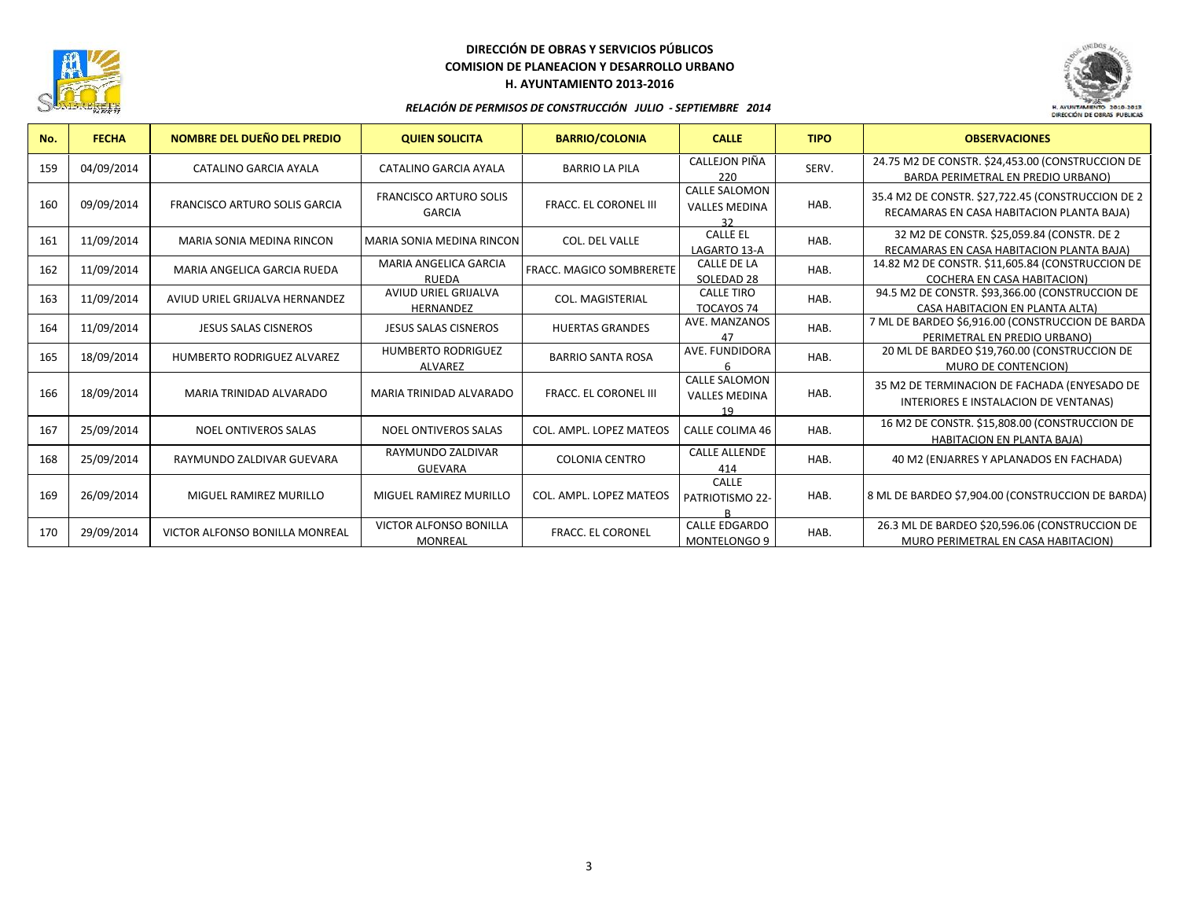**DIRECCIÓN DE OBRAS Y SERVICIOS PÚBLICOS**
**COMISION DE PLANEACION Y DESARROLLO URBANO**
**H. AYUNTAMIENTO 2013-2016**

***RELACIÓN DE PERMISOS DE CONSTRUCCIÓN JULIO - SEPTIEMBRE 2014***

| No. | FECHA | NOMBRE DEL DUEÑO DEL PREDIO | QUIEN SOLICITA | BARRIO/COLONIA | CALLE | TIPO | OBSERVACIONES |
|---|---|---|---|---|---|---|---|
| 159 | 04/09/2014 | CATALINO GARCIA AYALA | CATALINO GARCIA AYALA | BARRIO LA PILA | CALLEJON PIÑA 220 | SERV. | 24.75 M2 DE CONSTR. $24,453.00 (CONSTRUCCION DE BARDA PERIMETRAL EN PREDIO URBANO) |
| 160 | 09/09/2014 | FRANCISCO ARTURO SOLIS GARCIA | FRANCISCO ARTURO SOLIS GARCIA | FRACC. EL CORONEL III | CALLE SALOMON VALLES MEDINA 32 | HAB. | 35.4 M2 DE CONSTR. $27,722.45 (CONSTRUCCION DE 2 RECAMARAS EN CASA HABITACION PLANTA BAJA) |
| 161 | 11/09/2014 | MARIA SONIA MEDINA RINCON | MARIA SONIA MEDINA RINCON | COL. DEL VALLE | CALLE EL LAGARTO 13-A | HAB. | 32 M2 DE CONSTR. $25,059.84 (CONSTR. DE 2 RECAMARAS EN CASA HABITACION PLANTA BAJA) |
| 162 | 11/09/2014 | MARIA ANGELICA GARCIA RUEDA | MARIA ANGELICA GARCIA RUEDA | FRACC. MAGICO SOMBRERETE | CALLE DE LA SOLEDAD 28 | HAB. | 14.82 M2 DE CONSTR. $11,605.84 (CONSTRUCCION DE COCHERA EN CASA HABITACION) |
| 163 | 11/09/2014 | AVIUD URIEL GRIJALVA HERNANDEZ | AVIUD URIEL GRIJALVA HERNANDEZ | COL. MAGISTERIAL | CALLE TIRO TOCAYOS 74 | HAB. | 94.5 M2 DE CONSTR. $93,366.00 (CONSTRUCCION DE CASA HABITACION EN PLANTA ALTA) |
| 164 | 11/09/2014 | JESUS SALAS CISNEROS | JESUS SALAS CISNEROS | HUERTAS GRANDES | AVE. MANZANOS 47 | HAB. | 7 ML DE BARDEO $6,916.00 (CONSTRUCCION DE BARDA PERIMETRAL EN PREDIO URBANO) |
| 165 | 18/09/2014 | HUMBERTO RODRIGUEZ ALVAREZ | HUMBERTO RODRIGUEZ ALVAREZ | BARRIO SANTA ROSA | AVE. FUNDIDORA 6 | HAB. | 20 ML DE BARDEO $19,760.00 (CONSTRUCCION DE MURO DE CONTENCION) |
| 166 | 18/09/2014 | MARIA TRINIDAD ALVARADO | MARIA TRINIDAD ALVARADO | FRACC. EL CORONEL III | CALLE SALOMON VALLES MEDINA 19 | HAB. | 35 M2 DE TERMINACION DE FACHADA (ENYESADO DE INTERIORES E INSTALACION DE VENTANAS) |
| 167 | 25/09/2014 | NOEL ONTIVEROS SALAS | NOEL ONTIVEROS SALAS | COL. AMPL. LOPEZ MATEOS | CALLE COLIMA 46 | HAB. | 16 M2 DE CONSTR. $15,808.00 (CONSTRUCCION DE HABITACION EN PLANTA BAJA) |
| 168 | 25/09/2014 | RAYMUNDO ZALDIVAR GUEVARA | RAYMUNDO ZALDIVAR GUEVARA | COLONIA CENTRO | CALLE ALLENDE 414 | HAB. | 40 M2 (ENJARRES Y APLANADOS EN FACHADA) |
| 169 | 26/09/2014 | MIGUEL RAMIREZ MURILLO | MIGUEL RAMIREZ MURILLO | COL. AMPL. LOPEZ MATEOS | CALLE PATRIOTISMO 22-B | HAB. | 8 ML DE BARDEO $7,904.00 (CONSTRUCCION DE BARDA) |
| 170 | 29/09/2014 | VICTOR ALFONSO BONILLA MONREAL | VICTOR ALFONSO BONILLA MONREAL | FRACC. EL CORONEL | CALLE EDGARDO MONTELONGO 9 | HAB. | 26.3 ML DE BARDEO $20,596.06 (CONSTRUCCION DE MURO PERIMETRAL EN CASA HABITACION) |